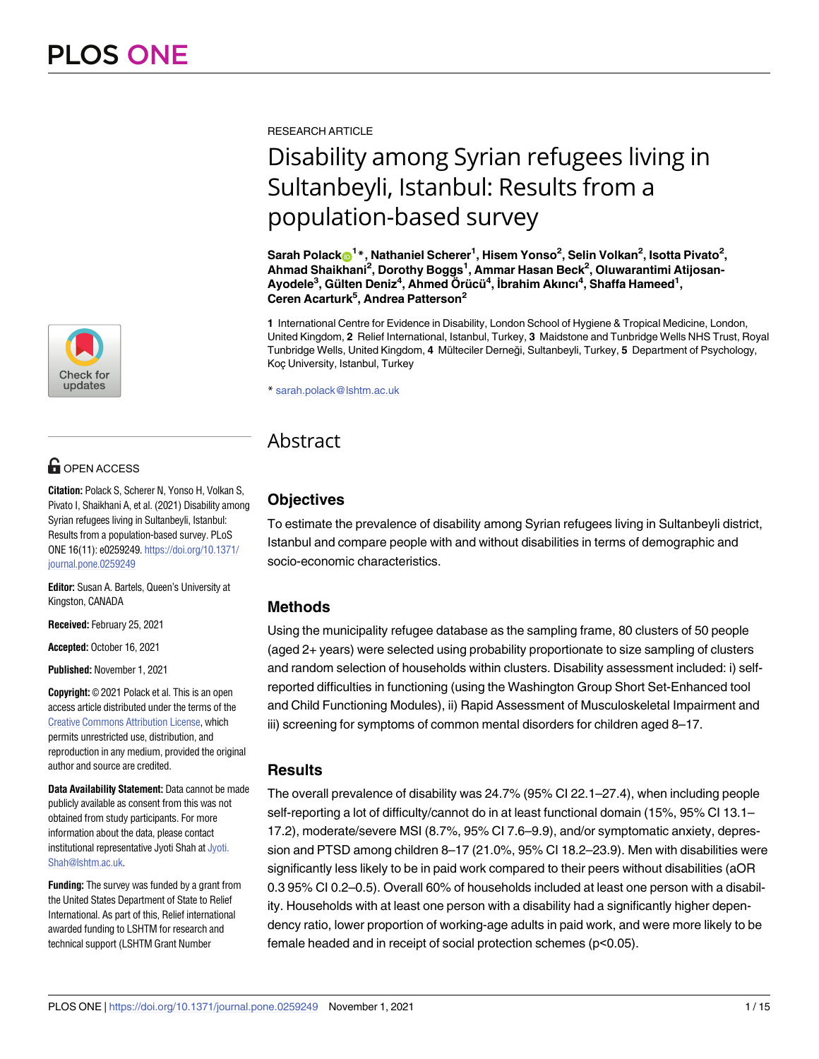RESEARCH ARTICLE

# Disability among Syrian refugees living in Sultanbeyli, Istanbul: Results from a population-based survey

**Sarah Polack[1]*, Nathaniel Scherer[1], Hisem Yonso[2], Selin Volkan[2], Isotta Pivato[2], Ahmad Shaikhani[2], Dorothy Boggs[1], Ammar Hasan Beck[2], Oluwarantimi Atijosan-Ayodele[3], Gülten Deniz[4], Ahmed Örücü[4], İbrahim Akıncı[4], Shaffa Hameed[1], Ceren Acarturk[5], Andrea Patterson[2]**

**1** International Centre for Evidence in Disability, London School of Hygiene & Tropical Medicine, London, United Kingdom, **2** Relief International, Istanbul, Turkey, **3** Maidstone and Tunbridge Wells NHS Trust, Royal Tunbridge Wells, United Kingdom, **4** Mülteciler Derneği, Sultanbeyli, Turkey, **5** Department of Psychology, Koç University, Istanbul, Turkey

* sarah.polack@lshtm.ac.uk

OPEN ACCESS

**Citation:** Polack S, Scherer N, Yonso H, Volkan S, Pivato I, Shaikhani A, et al. (2021) Disability among Syrian refugees living in Sultanbeyli, Istanbul: Results from a population-based survey. PLoS ONE 16(11): e0259249. https://doi.org/10.1371/journal.pone.0259249

**Editor:** Susan A. Bartels, Queen's University at Kingston, CANADA

**Received:** February 25, 2021

**Accepted:** October 16, 2021

**Published:** November 1, 2021

**Copyright:** © 2021 Polack et al. This is an open access article distributed under the terms of the Creative Commons Attribution License, which permits unrestricted use, distribution, and reproduction in any medium, provided the original author and source are credited.

**Data Availability Statement:** Data cannot be made publicly available as consent from this was not obtained from study participants. For more information about the data, please contact institutional representative Jyoti Shah at Jyoti.Shah@lshtm.ac.uk.

**Funding:** The survey was funded by a grant from the United States Department of State to Relief International. As part of this, Relief international awarded funding to LSHTM for research and technical support (LSHTM Grant Number

## Abstract

### Objectives

To estimate the prevalence of disability among Syrian refugees living in Sultanbeyli district, Istanbul and compare people with and without disabilities in terms of demographic and socio-economic characteristics.

### Methods

Using the municipality refugee database as the sampling frame, 80 clusters of 50 people (aged 2+ years) were selected using probability proportionate to size sampling of clusters and random selection of households within clusters. Disability assessment included: i) self-reported difficulties in functioning (using the Washington Group Short Set-Enhanced tool and Child Functioning Modules), ii) Rapid Assessment of Musculoskeletal Impairment and iii) screening for symptoms of common mental disorders for children aged 8–17.

### Results

The overall prevalence of disability was 24.7% (95% CI 22.1–27.4), when including people self-reporting a lot of difficulty/cannot do in at least functional domain (15%, 95% CI 13.1–17.2), moderate/severe MSI (8.7%, 95% CI 7.6–9.9), and/or symptomatic anxiety, depression and PTSD among children 8–17 (21.0%, 95% CI 18.2–23.9). Men with disabilities were significantly less likely to be in paid work compared to their peers without disabilities (aOR 0.3 95% CI 0.2–0.5). Overall 60% of households included at least one person with a disability. Households with at least one person with a disability had a significantly higher dependency ratio, lower proportion of working-age adults in paid work, and were more likely to be female headed and in receipt of social protection schemes ($p<0.05$).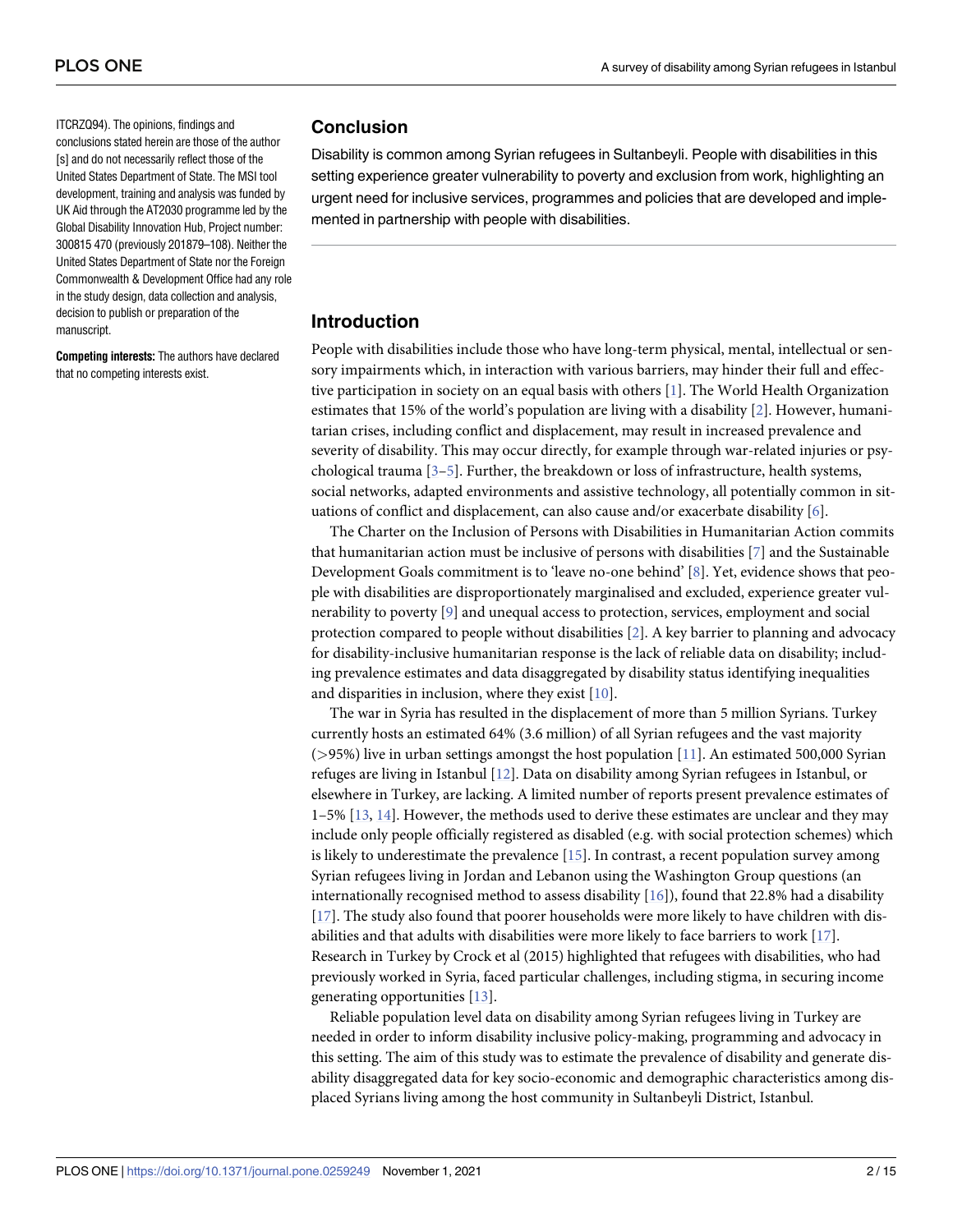ITCRZQ94). The opinions, findings and conclusions stated herein are those of the author [s] and do not necessarily reflect those of the United States Department of State. The MSI tool development, training and analysis was funded by UK Aid through the AT2030 programme led by the Global Disability Innovation Hub, Project number: 300815 470 (previously 201879–108). Neither the United States Department of State nor the Foreign Commonwealth & Development Office had any role in the study design, data collection and analysis, decision to publish or preparation of the manuscript.

**Competing interests:** The authors have declared that no competing interests exist.

## Conclusion

Disability is common among Syrian refugees in Sultanbeyli. People with disabilities in this setting experience greater vulnerability to poverty and exclusion from work, highlighting an urgent need for inclusive services, programmes and policies that are developed and implemented in partnership with people with disabilities.

## Introduction

People with disabilities include those who have long-term physical, mental, intellectual or sensory impairments which, in interaction with various barriers, may hinder their full and effective participation in society on an equal basis with others [1]. The World Health Organization estimates that 15% of the world's population are living with a disability [2]. However, humanitarian crises, including conflict and displacement, may result in increased prevalence and severity of disability. This may occur directly, for example through war-related injuries or psychological trauma [3–5]. Further, the breakdown or loss of infrastructure, health systems, social networks, adapted environments and assistive technology, all potentially common in situations of conflict and displacement, can also cause and/or exacerbate disability [6].

The Charter on the Inclusion of Persons with Disabilities in Humanitarian Action commits that humanitarian action must be inclusive of persons with disabilities [7] and the Sustainable Development Goals commitment is to 'leave no-one behind' [8]. Yet, evidence shows that people with disabilities are disproportionately marginalised and excluded, experience greater vulnerability to poverty [9] and unequal access to protection, services, employment and social protection compared to people without disabilities [2]. A key barrier to planning and advocacy for disability-inclusive humanitarian response is the lack of reliable data on disability; including prevalence estimates and data disaggregated by disability status identifying inequalities and disparities in inclusion, where they exist [10].

The war in Syria has resulted in the displacement of more than 5 million Syrians. Turkey currently hosts an estimated 64% (3.6 million) of all Syrian refugees and the vast majority (>95%) live in urban settings amongst the host population [11]. An estimated 500,000 Syrian refuges are living in Istanbul [12]. Data on disability among Syrian refugees in Istanbul, or elsewhere in Turkey, are lacking. A limited number of reports present prevalence estimates of 1–5% [13, 14]. However, the methods used to derive these estimates are unclear and they may include only people officially registered as disabled (e.g. with social protection schemes) which is likely to underestimate the prevalence [15]. In contrast, a recent population survey among Syrian refugees living in Jordan and Lebanon using the Washington Group questions (an internationally recognised method to assess disability [16]), found that 22.8% had a disability [17]. The study also found that poorer households were more likely to have children with disabilities and that adults with disabilities were more likely to face barriers to work [17]. Research in Turkey by Crock et al (2015) highlighted that refugees with disabilities, who had previously worked in Syria, faced particular challenges, including stigma, in securing income generating opportunities [13].

Reliable population level data on disability among Syrian refugees living in Turkey are needed in order to inform disability inclusive policy-making, programming and advocacy in this setting. The aim of this study was to estimate the prevalence of disability and generate disability disaggregated data for key socio-economic and demographic characteristics among displaced Syrians living among the host community in Sultanbeyli District, Istanbul.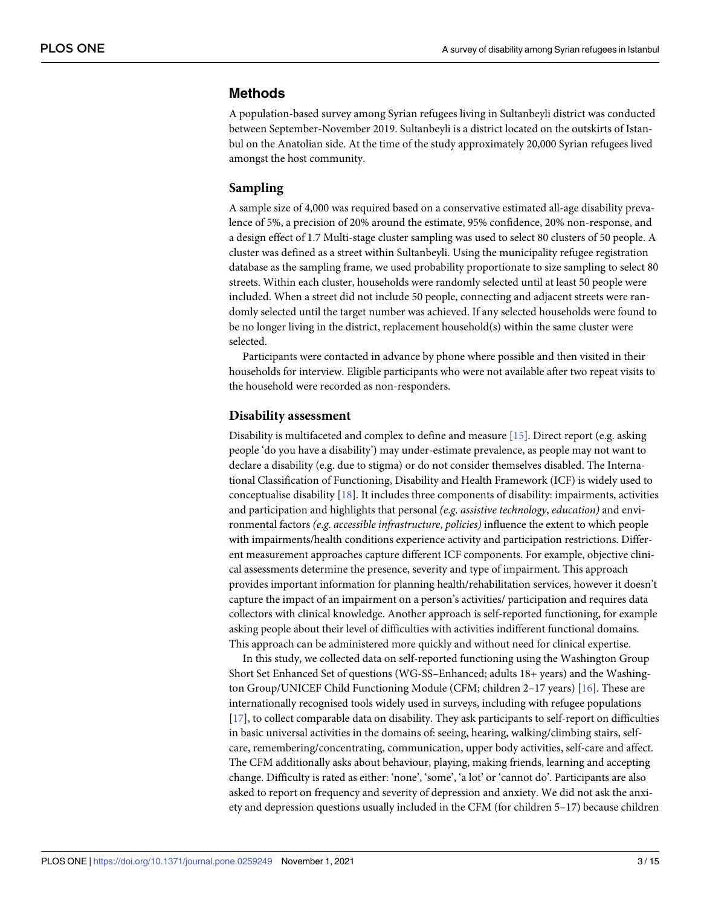## Methods

A population-based survey among Syrian refugees living in Sultanbeyli district was conducted between September-November 2019. Sultanbeyli is a district located on the outskirts of Istanbul on the Anatolian side. At the time of the study approximately 20,000 Syrian refugees lived amongst the host community.

### Sampling

A sample size of 4,000 was required based on a conservative estimated all-age disability prevalence of 5%, a precision of 20% around the estimate, 95% confidence, 20% non-response, and a design effect of 1.7 Multi-stage cluster sampling was used to select 80 clusters of 50 people. A cluster was defined as a street within Sultanbeyli. Using the municipality refugee registration database as the sampling frame, we used probability proportionate to size sampling to select 80 streets. Within each cluster, households were randomly selected until at least 50 people were included. When a street did not include 50 people, connecting and adjacent streets were randomly selected until the target number was achieved. If any selected households were found to be no longer living in the district, replacement household(s) within the same cluster were selected.

Participants were contacted in advance by phone where possible and then visited in their households for interview. Eligible participants who were not available after two repeat visits to the household were recorded as non-responders.

### Disability assessment

Disability is multifaceted and complex to define and measure [15]. Direct report (e.g. asking people 'do you have a disability') may under-estimate prevalence, as people may not want to declare a disability (e.g. due to stigma) or do not consider themselves disabled. The International Classification of Functioning, Disability and Health Framework (ICF) is widely used to conceptualise disability [18]. It includes three components of disability: impairments, activities and participation and highlights that personal *(e.g. assistive technology*, *education)* and environmental factors *(e.g. accessible infrastructure*, *policies)* influence the extent to which people with impairments/health conditions experience activity and participation restrictions. Different measurement approaches capture different ICF components. For example, objective clinical assessments determine the presence, severity and type of impairment. This approach provides important information for planning health/rehabilitation services, however it doesn't capture the impact of an impairment on a person's activities/ participation and requires data collectors with clinical knowledge. Another approach is self-reported functioning, for example asking people about their level of difficulties with activities indifferent functional domains. This approach can be administered more quickly and without need for clinical expertise.

In this study, we collected data on self-reported functioning using the Washington Group Short Set Enhanced Set of questions (WG-SS–Enhanced; adults 18+ years) and the Washington Group/UNICEF Child Functioning Module (CFM; children 2–17 years) [16]. These are internationally recognised tools widely used in surveys, including with refugee populations [17], to collect comparable data on disability. They ask participants to self-report on difficulties in basic universal activities in the domains of: seeing, hearing, walking/climbing stairs, self-care, remembering/concentrating, communication, upper body activities, self-care and affect. The CFM additionally asks about behaviour, playing, making friends, learning and accepting change. Difficulty is rated as either: 'none', 'some', 'a lot' or 'cannot do'. Participants are also asked to report on frequency and severity of depression and anxiety. We did not ask the anxiety and depression questions usually included in the CFM (for children 5–17) because children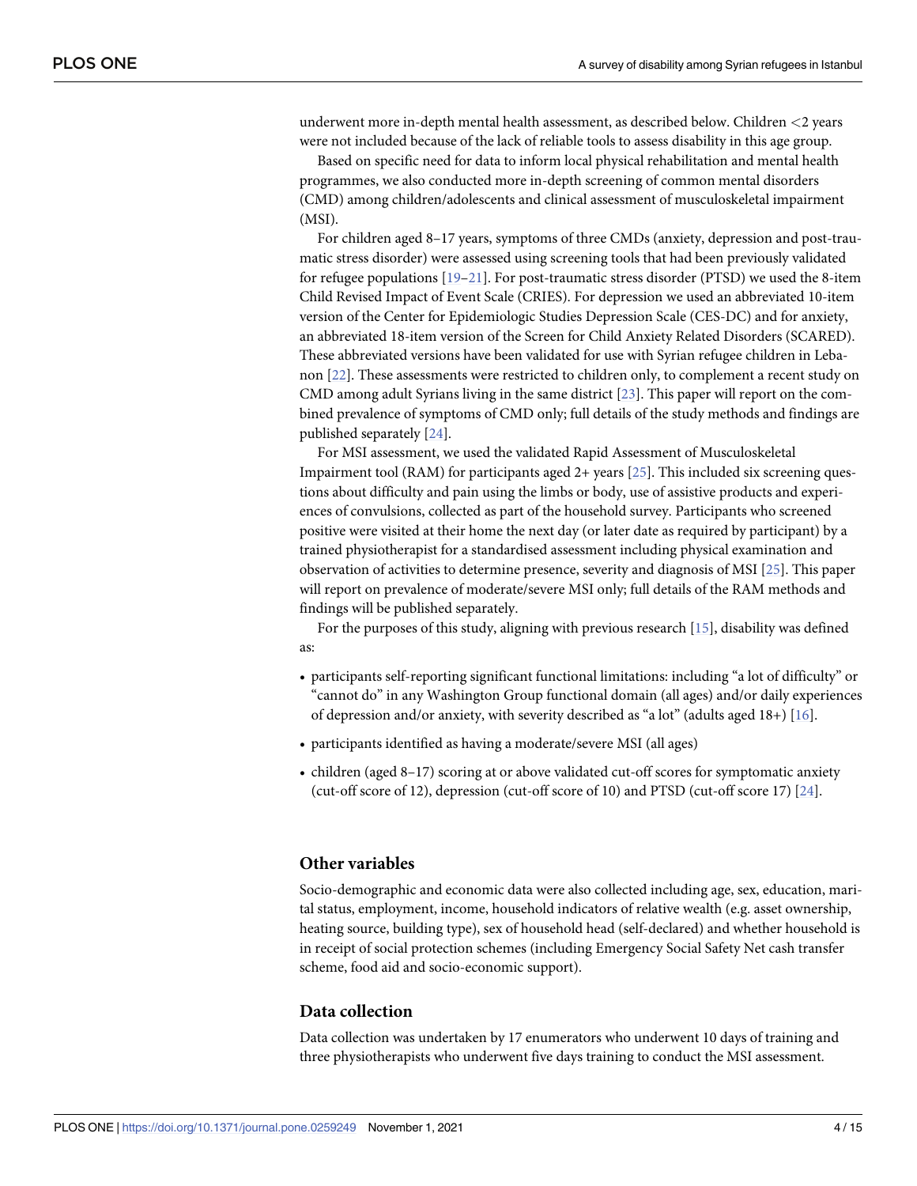underwent more in-depth mental health assessment, as described below. Children <2 years were not included because of the lack of reliable tools to assess disability in this age group.

Based on specific need for data to inform local physical rehabilitation and mental health programmes, we also conducted more in-depth screening of common mental disorders (CMD) among children/adolescents and clinical assessment of musculoskeletal impairment (MSI).

For children aged 8–17 years, symptoms of three CMDs (anxiety, depression and post-traumatic stress disorder) were assessed using screening tools that had been previously validated for refugee populations [19–21]. For post-traumatic stress disorder (PTSD) we used the 8-item Child Revised Impact of Event Scale (CRIES). For depression we used an abbreviated 10-item version of the Center for Epidemiologic Studies Depression Scale (CES-DC) and for anxiety, an abbreviated 18-item version of the Screen for Child Anxiety Related Disorders (SCARED). These abbreviated versions have been validated for use with Syrian refugee children in Lebanon [22]. These assessments were restricted to children only, to complement a recent study on CMD among adult Syrians living in the same district [23]. This paper will report on the combined prevalence of symptoms of CMD only; full details of the study methods and findings are published separately [24].

For MSI assessment, we used the validated Rapid Assessment of Musculoskeletal Impairment tool (RAM) for participants aged 2+ years [25]. This included six screening questions about difficulty and pain using the limbs or body, use of assistive products and experiences of convulsions, collected as part of the household survey. Participants who screened positive were visited at their home the next day (or later date as required by participant) by a trained physiotherapist for a standardised assessment including physical examination and observation of activities to determine presence, severity and diagnosis of MSI [25]. This paper will report on prevalence of moderate/severe MSI only; full details of the RAM methods and findings will be published separately.

For the purposes of this study, aligning with previous research [15], disability was defined as:

- participants self-reporting significant functional limitations: including "a lot of difficulty" or "cannot do" in any Washington Group functional domain (all ages) and/or daily experiences of depression and/or anxiety, with severity described as "a lot" (adults aged 18+) [16].
- participants identified as having a moderate/severe MSI (all ages)
- children (aged 8–17) scoring at or above validated cut-off scores for symptomatic anxiety (cut-off score of 12), depression (cut-off score of 10) and PTSD (cut-off score 17) [24].

### Other variables

Socio-demographic and economic data were also collected including age, sex, education, marital status, employment, income, household indicators of relative wealth (e.g. asset ownership, heating source, building type), sex of household head (self-declared) and whether household is in receipt of social protection schemes (including Emergency Social Safety Net cash transfer scheme, food aid and socio-economic support).

### Data collection

Data collection was undertaken by 17 enumerators who underwent 10 days of training and three physiotherapists who underwent five days training to conduct the MSI assessment.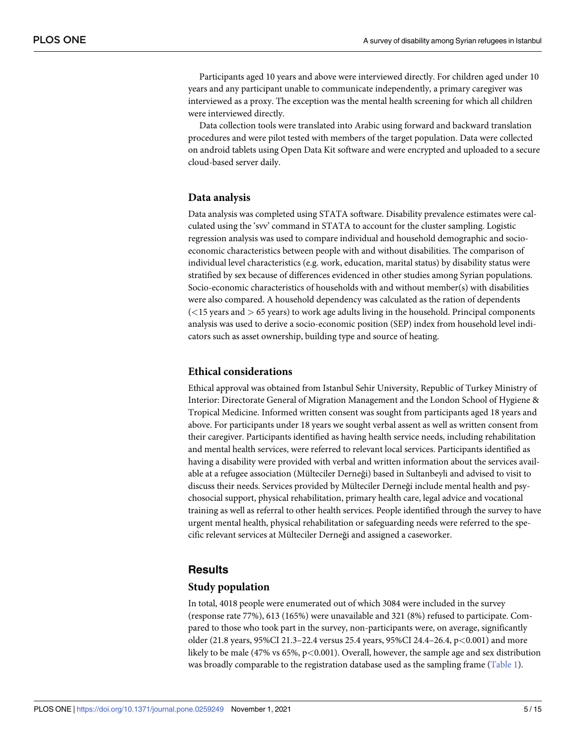Participants aged 10 years and above were interviewed directly. For children aged under 10 years and any participant unable to communicate independently, a primary caregiver was interviewed as a proxy. The exception was the mental health screening for which all children were interviewed directly.

Data collection tools were translated into Arabic using forward and backward translation procedures and were pilot tested with members of the target population. Data were collected on android tablets using Open Data Kit software and were encrypted and uploaded to a secure cloud-based server daily.

### Data analysis

Data analysis was completed using STATA software. Disability prevalence estimates were calculated using the 'svv' command in STATA to account for the cluster sampling. Logistic regression analysis was used to compare individual and household demographic and socio-economic characteristics between people with and without disabilities. The comparison of individual level characteristics (e.g. work, education, marital status) by disability status were stratified by sex because of differences evidenced in other studies among Syrian populations. Socio-economic characteristics of households with and without member(s) with disabilities were also compared. A household dependency was calculated as the ration of dependents (<15 years and > 65 years) to work age adults living in the household. Principal components analysis was used to derive a socio-economic position (SEP) index from household level indicators such as asset ownership, building type and source of heating.

### Ethical considerations

Ethical approval was obtained from Istanbul Sehir University, Republic of Turkey Ministry of Interior: Directorate General of Migration Management and the London School of Hygiene & Tropical Medicine. Informed written consent was sought from participants aged 18 years and above. For participants under 18 years we sought verbal assent as well as written consent from their caregiver. Participants identified as having health service needs, including rehabilitation and mental health services, were referred to relevant local services. Participants identified as having a disability were provided with verbal and written information about the services available at a refugee association (Mülteciler Derneği) based in Sultanbeyli and advised to visit to discuss their needs. Services provided by Mülteciler Derneği include mental health and psychosocial support, physical rehabilitation, primary health care, legal advice and vocational training as well as referral to other health services. People identified through the survey to have urgent mental health, physical rehabilitation or safeguarding needs were referred to the specific relevant services at Mülteciler Derneği and assigned a caseworker.

## Results

### Study population

In total, 4018 people were enumerated out of which 3084 were included in the survey (response rate 77%), 613 (165%) were unavailable and 321 (8%) refused to participate. Compared to those who took part in the survey, non-participants were, on average, significantly older (21.8 years, 95%CI 21.3–22.4 versus 25.4 years, 95%CI 24.4–26.4, $p<0.001$) and more likely to be male (47% vs 65%, $p<0.001$). Overall, however, the sample age and sex distribution was broadly comparable to the registration database used as the sampling frame (Table 1).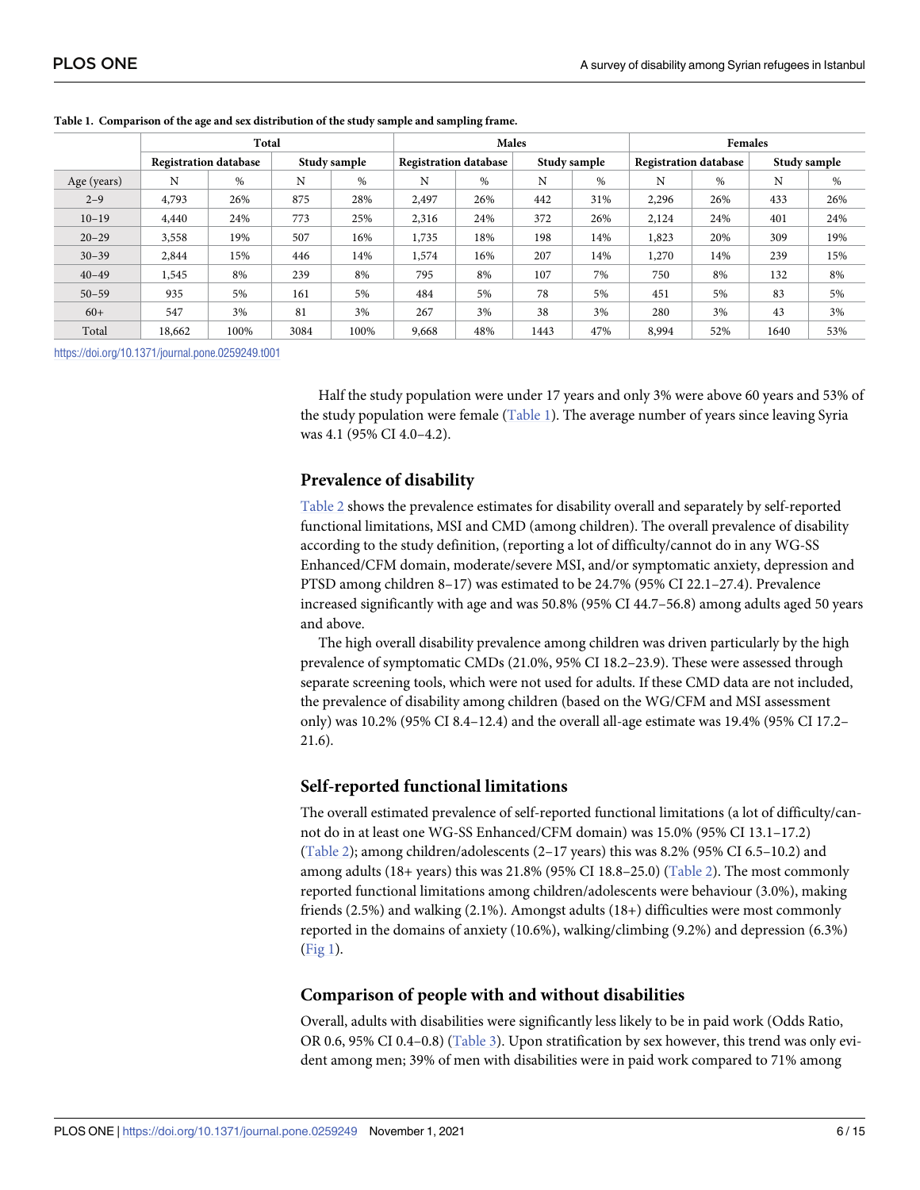**Table 1. Comparison of the age and sex distribution of the study sample and sampling frame.**

| | Total | | | | Males | | | | Females | | | |
|---|---|---|---|---|---|---|---|---|---|---|---|---|
| | Registration database | | Study sample | | Registration database | | Study sample | | Registration database | | Study sample | |
| Age (years) | N | % | N | % | N | % | N | % | N | % | N | % |
| 2–9 | 4,793 | 26% | 875 | 28% | 2,497 | 26% | 442 | 31% | 2,296 | 26% | 433 | 26% |
| 10–19 | 4,440 | 24% | 773 | 25% | 2,316 | 24% | 372 | 26% | 2,124 | 24% | 401 | 24% |
| 20–29 | 3,558 | 19% | 507 | 16% | 1,735 | 18% | 198 | 14% | 1,823 | 20% | 309 | 19% |
| 30–39 | 2,844 | 15% | 446 | 14% | 1,574 | 16% | 207 | 14% | 1,270 | 14% | 239 | 15% |
| 40–49 | 1,545 | 8% | 239 | 8% | 795 | 8% | 107 | 7% | 750 | 8% | 132 | 8% |
| 50–59 | 935 | 5% | 161 | 5% | 484 | 5% | 78 | 5% | 451 | 5% | 83 | 5% |
| 60+ | 547 | 3% | 81 | 3% | 267 | 3% | 38 | 3% | 280 | 3% | 43 | 3% |
| Total | 18,662 | 100% | 3084 | 100% | 9,668 | 48% | 1443 | 47% | 8,994 | 52% | 1640 | 53% |

https://doi.org/10.1371/journal.pone.0259249.t001

Half the study population were under 17 years and only 3% were above 60 years and 53% of the study population were female (Table 1). The average number of years since leaving Syria was 4.1 (95% CI 4.0–4.2).

## Prevalence of disability

Table 2 shows the prevalence estimates for disability overall and separately by self-reported functional limitations, MSI and CMD (among children). The overall prevalence of disability according to the study definition, (reporting a lot of difficulty/cannot do in any WG-SS Enhanced/CFM domain, moderate/severe MSI, and/or symptomatic anxiety, depression and PTSD among children 8–17) was estimated to be 24.7% (95% CI 22.1–27.4). Prevalence increased significantly with age and was 50.8% (95% CI 44.7–56.8) among adults aged 50 years and above.

The high overall disability prevalence among children was driven particularly by the high prevalence of symptomatic CMDs (21.0%, 95% CI 18.2–23.9). These were assessed through separate screening tools, which were not used for adults. If these CMD data are not included, the prevalence of disability among children (based on the WG/CFM and MSI assessment only) was 10.2% (95% CI 8.4–12.4) and the overall all-age estimate was 19.4% (95% CI 17.2–21.6).

## Self-reported functional limitations

The overall estimated prevalence of self-reported functional limitations (a lot of difficulty/cannot do in at least one WG-SS Enhanced/CFM domain) was 15.0% (95% CI 13.1–17.2) (Table 2); among children/adolescents (2–17 years) this was 8.2% (95% CI 6.5–10.2) and among adults (18+ years) this was 21.8% (95% CI 18.8–25.0) (Table 2). The most commonly reported functional limitations among children/adolescents were behaviour (3.0%), making friends (2.5%) and walking (2.1%). Amongst adults (18+) difficulties were most commonly reported in the domains of anxiety (10.6%), walking/climbing (9.2%) and depression (6.3%) (Fig 1).

## Comparison of people with and without disabilities

Overall, adults with disabilities were significantly less likely to be in paid work (Odds Ratio, OR 0.6, 95% CI 0.4–0.8) (Table 3). Upon stratification by sex however, this trend was only evident among men; 39% of men with disabilities were in paid work compared to 71% among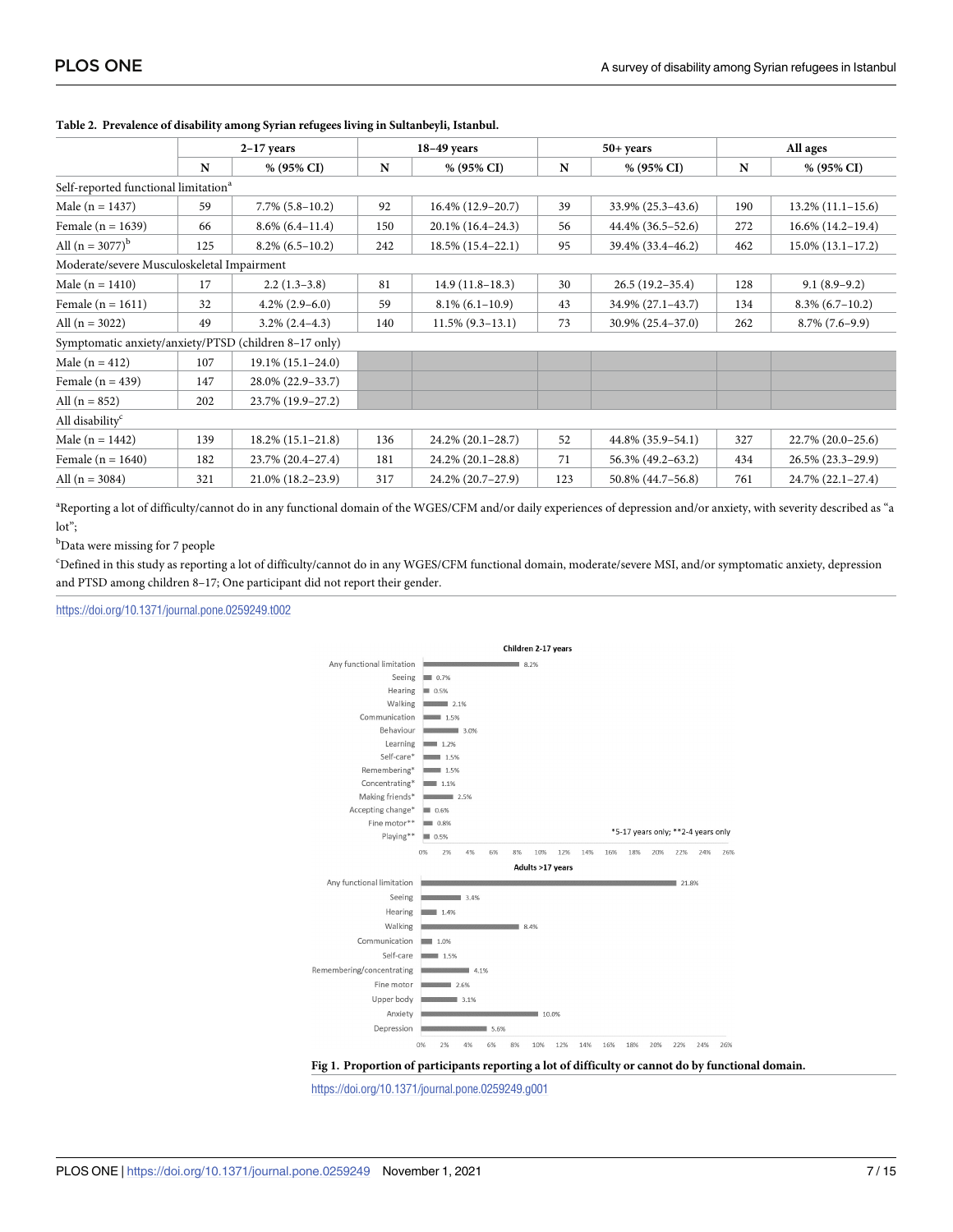**Table 2. Prevalence of disability among Syrian refugees living in Sultanbeyli, Istanbul.**

| | 2–17 years | | 18–49 years | | 50+ years | | All ages | |
|---|---|---|---|---|---|---|---|---|
| | N | % (95% CI) | N | % (95% CI) | N | % (95% CI) | N | % (95% CI) |
| Self-reported functional limitation[a] | | | | | | | | |
| Male (n = 1437) | 59 | 7.7% (5.8–10.2) | 92 | 16.4% (12.9–20.7) | 39 | 33.9% (25.3–43.6) | 190 | 13.2% (11.1–15.6) |
| Female (n = 1639) | 66 | 8.6% (6.4–11.4) | 150 | 20.1% (16.4–24.3) | 56 | 44.4% (36.5–52.6) | 272 | 16.6% (14.2–19.4) |
| All (n = 3077)[b] | 125 | 8.2% (6.5–10.2) | 242 | 18.5% (15.4–22.1) | 95 | 39.4% (33.4–46.2) | 462 | 15.0% (13.1–17.2) |
| Moderate/severe Musculoskeletal Impairment | | | | | | | | |
| Male (n = 1410) | 17 | 2.2 (1.3–3.8) | 81 | 14.9 (11.8–18.3) | 30 | 26.5 (19.2–35.4) | 128 | 9.1 (8.9–9.2) |
| Female (n = 1611) | 32 | 4.2% (2.9–6.0) | 59 | 8.1% (6.1–10.9) | 43 | 34.9% (27.1–43.7) | 134 | 8.3% (6.7–10.2) |
| All (n = 3022) | 49 | 3.2% (2.4–4.3) | 140 | 11.5% (9.3–13.1) | 73 | 30.9% (25.4–37.0) | 262 | 8.7% (7.6–9.9) |
| Symptomatic anxiety/anxiety/PTSD (children 8–17 only) | | | | | | | | |
| Male (n = 412) | 107 | 19.1% (15.1–24.0) | | | | | | |
| Female (n = 439) | 147 | 28.0% (22.9–33.7) | | | | | | |
| All (n = 852) | 202 | 23.7% (19.9–27.2) | | | | | | |
| All disability[c] | | | | | | | | |
| Male (n = 1442) | 139 | 18.2% (15.1–21.8) | 136 | 24.2% (20.1–28.7) | 52 | 44.8% (35.9–54.1) | 327 | 22.7% (20.0–25.6) |
| Female (n = 1640) | 182 | 23.7% (20.4–27.4) | 181 | 24.2% (20.1–28.8) | 71 | 56.3% (49.2–63.2) | 434 | 26.5% (23.3–29.9) |
| All (n = 3084) | 321 | 21.0% (18.2–23.9) | 317 | 24.2% (20.7–27.9) | 123 | 50.8% (44.7–56.8) | 761 | 24.7% (22.1–27.4) |

[a]Reporting a lot of difficulty/cannot do in any functional domain of the WGES/CFM and/or daily experiences of depression and/or anxiety, with severity described as "a lot";

[b]Data were missing for 7 people

[c]Defined in this study as reporting a lot of difficulty/cannot do in any WGES/CFM functional domain, moderate/severe MSI, and/or symptomatic anxiety, depression and PTSD among children 8–17; One participant did not report their gender.

https://doi.org/10.1371/journal.pone.0259249.t002

**Fig 1. Proportion of participants reporting a lot of difficulty or cannot do by functional domain.**

https://doi.org/10.1371/journal.pone.0259249.g001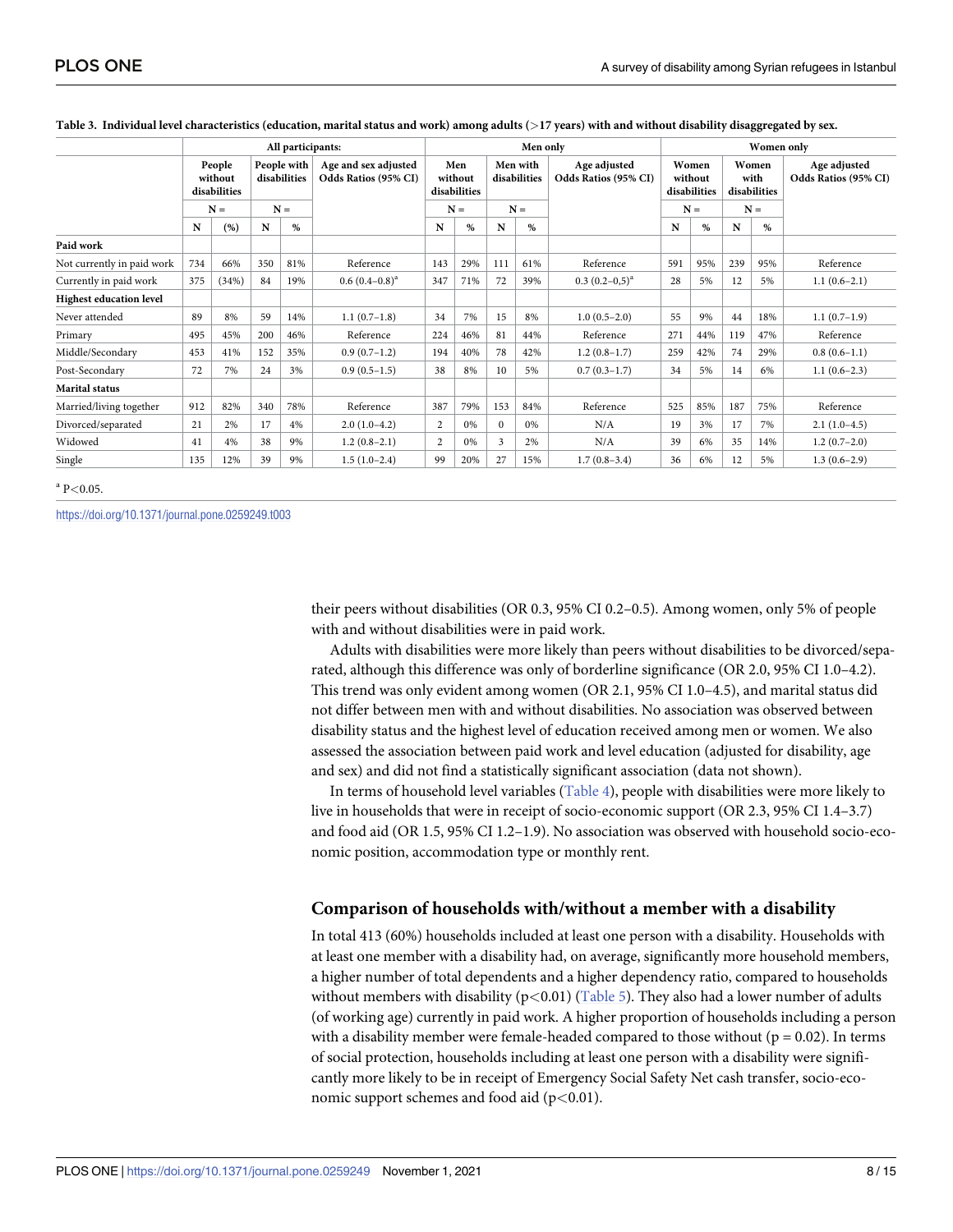**Table 3. Individual level characteristics (education, marital status and work) among adults (>17 years) with and without disability disaggregated by sex.**

| | All participants: | | | | | Men only | | | | | Women only | | | | |
|---|---|---|---|---|---|---|---|---|---|---|---|---|---|---|---|
| | People without disabilities | | People with disabilities | | Age and sex adjusted Odds Ratios (95% CI) | Men without disabilities | | Men with disabilities | | Age adjusted Odds Ratios (95% CI) | Women without disabilities | | Women with disabilities | | Age adjusted Odds Ratios (95% CI) |
| | N = | | N = | | | N = | | N = | | | N = | | N = | | |
| | N | (%) | N | % | | N | % | N | % | | N | % | N | % | |
| **Paid work** | | | | | | | | | | | | | | | |
| Not currently in paid work | 734 | 66% | 350 | 81% | Reference | 143 | 29% | 111 | 61% | Reference | 591 | 95% | 239 | 95% | Reference |
| Currently in paid work | 375 | (34%) | 84 | 19% | 0.6 (0.4–0.8)[a] | 347 | 71% | 72 | 39% | 0.3 (0.2–0,5)[a] | 28 | 5% | 12 | 5% | 1.1 (0.6–2.1) |
| **Highest education level** | | | | | | | | | | | | | | | |
| Never attended | 89 | 8% | 59 | 14% | 1.1 (0.7–1.8) | 34 | 7% | 15 | 8% | 1.0 (0.5–2.0) | 55 | 9% | 44 | 18% | 1.1 (0.7–1.9) |
| Primary | 495 | 45% | 200 | 46% | Reference | 224 | 46% | 81 | 44% | Reference | 271 | 44% | 119 | 47% | Reference |
| Middle/Secondary | 453 | 41% | 152 | 35% | 0.9 (0.7–1.2) | 194 | 40% | 78 | 42% | 1.2 (0.8–1.7) | 259 | 42% | 74 | 29% | 0.8 (0.6–1.1) |
| Post-Secondary | 72 | 7% | 24 | 3% | 0.9 (0.5–1.5) | 38 | 8% | 10 | 5% | 0.7 (0.3–1.7) | 34 | 5% | 14 | 6% | 1.1 (0.6–2.3) |
| **Marital status** | | | | | | | | | | | | | | | |
| Married/living together | 912 | 82% | 340 | 78% | Reference | 387 | 79% | 153 | 84% | Reference | 525 | 85% | 187 | 75% | Reference |
| Divorced/separated | 21 | 2% | 17 | 4% | 2.0 (1.0–4.2) | 2 | 0% | 0 | 0% | N/A | 19 | 3% | 17 | 7% | 2.1 (1.0–4.5) |
| Widowed | 41 | 4% | 38 | 9% | 1.2 (0.8–2.1) | 2 | 0% | 3 | 2% | N/A | 39 | 6% | 35 | 14% | 1.2 (0.7–2.0) |
| Single | 135 | 12% | 39 | 9% | 1.5 (1.0–2.4) | 99 | 20% | 27 | 15% | 1.7 (0.8–3.4) | 36 | 6% | 12 | 5% | 1.3 (0.6–2.9) |

[a] $P<0.05$.

https://doi.org/10.1371/journal.pone.0259249.t003

their peers without disabilities (OR 0.3, 95% CI 0.2–0.5). Among women, only 5% of people with and without disabilities were in paid work.

Adults with disabilities were more likely than peers without disabilities to be divorced/separated, although this difference was only of borderline significance (OR 2.0, 95% CI 1.0–4.2). This trend was only evident among women (OR 2.1, 95% CI 1.0–4.5), and marital status did not differ between men with and without disabilities. No association was observed between disability status and the highest level of education received among men or women. We also assessed the association between paid work and level education (adjusted for disability, age and sex) and did not find a statistically significant association (data not shown).

In terms of household level variables (Table 4), people with disabilities were more likely to live in households that were in receipt of socio-economic support (OR 2.3, 95% CI 1.4–3.7) and food aid (OR 1.5, 95% CI 1.2–1.9). No association was observed with household socio-economic position, accommodation type or monthly rent.

## Comparison of households with/without a member with a disability

In total 413 (60%) households included at least one person with a disability. Households with at least one member with a disability had, on average, significantly more household members, a higher number of total dependents and a higher dependency ratio, compared to households without members with disability ($p<0.01$) (Table 5). They also had a lower number of adults (of working age) currently in paid work. A higher proportion of households including a person with a disability member were female-headed compared to those without ($p = 0.02$). In terms of social protection, households including at least one person with a disability were significantly more likely to be in receipt of Emergency Social Safety Net cash transfer, socio-economic support schemes and food aid ($p<0.01$).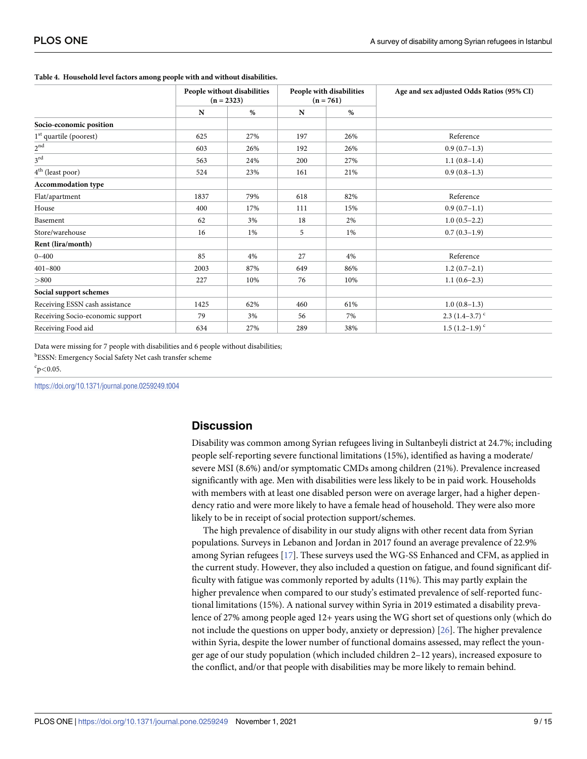**Table 4. Household level factors among people with and without disabilities.**

| | People without disabilities (n = 2323) | | People with disabilities (n = 761) | | Age and sex adjusted Odds Ratios (95% CI) |
|---|---|---|---|---|---|
| | N | % | N | % | |
| **Socio-economic position** | | | | | |
| 1st quartile (poorest) | 625 | 27% | 197 | 26% | Reference |
| 2nd | 603 | 26% | 192 | 26% | 0.9 (0.7–1.3) |
| 3rd | 563 | 24% | 200 | 27% | 1.1 (0.8–1.4) |
| 4th (least poor) | 524 | 23% | 161 | 21% | 0.9 (0.8–1.3) |
| **Accommodation type** | | | | | |
| Flat/apartment | 1837 | 79% | 618 | 82% | Reference |
| House | 400 | 17% | 111 | 15% | 0.9 (0.7–1.1) |
| Basement | 62 | 3% | 18 | 2% | 1.0 (0.5–2.2) |
| Store/warehouse | 16 | 1% | 5 | 1% | 0.7 (0.3–1.9) |
| **Rent (lira/month)** | | | | | |
| 0–400 | 85 | 4% | 27 | 4% | Reference |
| 401–800 | 2003 | 87% | 649 | 86% | 1.2 (0.7–2.1) |
| >800 | 227 | 10% | 76 | 10% | 1.1 (0.6–2.3) |
| **Social support schemes** | | | | | |
| Receiving ESSN cash assistance | 1425 | 62% | 460 | 61% | 1.0 (0.8–1.3) |
| Receiving Socio-economic support | 79 | 3% | 56 | 7% | 2.3 (1.4–3.7) [c] |
| Receiving Food aid | 634 | 27% | 289 | 38% | 1.5 (1.2–1.9) [c] |

Data were missing for 7 people with disabilities and 6 people without disabilities;

[b]ESSN: Emergency Social Safety Net cash transfer scheme

[c]$p<0.05$.

https://doi.org/10.1371/journal.pone.0259249.t004

## Discussion

Disability was common among Syrian refugees living in Sultanbeyli district at 24.7%; including people self-reporting severe functional limitations (15%), identified as having a moderate/severe MSI (8.6%) and/or symptomatic CMDs among children (21%). Prevalence increased significantly with age. Men with disabilities were less likely to be in paid work. Households with members with at least one disabled person were on average larger, had a higher dependency ratio and were more likely to have a female head of household. They were also more likely to be in receipt of social protection support/schemes.

The high prevalence of disability in our study aligns with other recent data from Syrian populations. Surveys in Lebanon and Jordan in 2017 found an average prevalence of 22.9% among Syrian refugees [17]. These surveys used the WG-SS Enhanced and CFM, as applied in the current study. However, they also included a question on fatigue, and found significant difficulty with fatigue was commonly reported by adults (11%). This may partly explain the higher prevalence when compared to our study's estimated prevalence of self-reported functional limitations (15%). A national survey within Syria in 2019 estimated a disability prevalence of 27% among people aged 12+ years using the WG short set of questions only (which do not include the questions on upper body, anxiety or depression) [26]. The higher prevalence within Syria, despite the lower number of functional domains assessed, may reflect the younger age of our study population (which included children 2–12 years), increased exposure to the conflict, and/or that people with disabilities may be more likely to remain behind.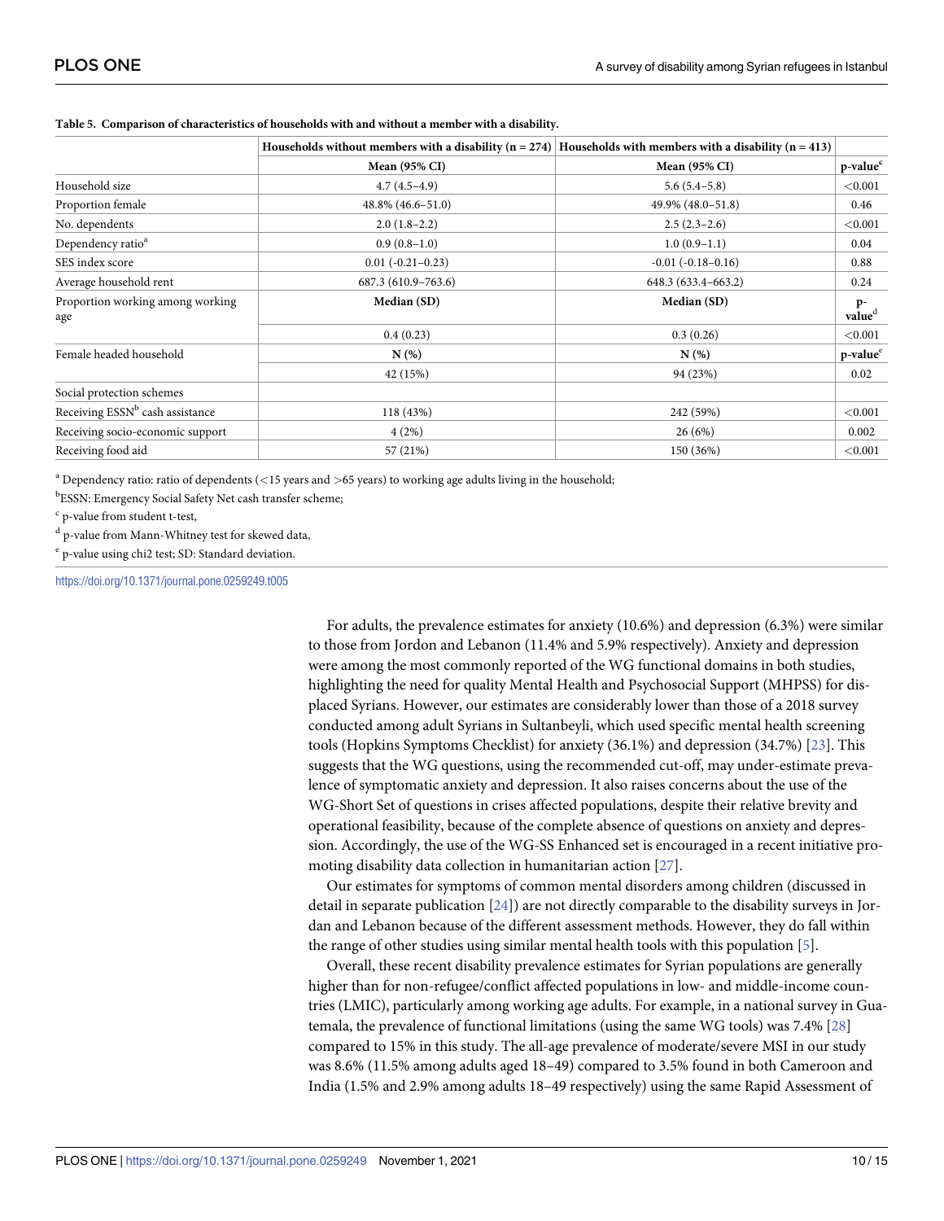**Table 5. Comparison of characteristics of households with and without a member with a disability.**

| | Households without members with a disability (n = 274) | Households with members with a disability (n = 413) | |
|---|---|---|---|
| | Mean (95% CI) | Mean (95% CI) | p-value[c] |
| Household size | 4.7 (4.5–4.9) | 5.6 (5.4–5.8) | <0.001 |
| Proportion female | 48.8% (46.6–51.0) | 49.9% (48.0–51.8) | 0.46 |
| No. dependents | 2.0 (1.8–2.2) | 2.5 (2.3–2.6) | <0.001 |
| Dependency ratio[a] | 0.9 (0.8–1.0) | 1.0 (0.9–1.1) | 0.04 |
| SES index score | 0.01 (-0.21–0.23) | -0.01 (-0.18–0.16) | 0.88 |
| Average household rent | 687.3 (610.9–763.6) | 648.3 (633.4–663.2) | 0.24 |
| Proportion working among working age | Median (SD) | Median (SD) | p-value[d] |
| | 0.4 (0.23) | 0.3 (0.26) | <0.001 |
| Female headed household | N (%) | N (%) | p-value[e] |
| | 42 (15%) | 94 (23%) | 0.02 |
| Social protection schemes | | | |
| Receiving ESSN[b] cash assistance | 118 (43%) | 242 (59%) | <0.001 |
| Receiving socio-economic support | 4 (2%) | 26 (6%) | 0.002 |
| Receiving food aid | 57 (21%) | 150 (36%) | <0.001 |

[a] Dependency ratio: ratio of dependents (<15 years and >65 years) to working age adults living in the household;

[b]ESSN: Emergency Social Safety Net cash transfer scheme;

[c] p-value from student t-test,

[d] p-value from Mann-Whitney test for skewed data,

[e] p-value using chi2 test; SD: Standard deviation.

https://doi.org/10.1371/journal.pone.0259249.t005

For adults, the prevalence estimates for anxiety (10.6%) and depression (6.3%) were similar to those from Jordon and Lebanon (11.4% and 5.9% respectively). Anxiety and depression were among the most commonly reported of the WG functional domains in both studies, highlighting the need for quality Mental Health and Psychosocial Support (MHPSS) for displaced Syrians. However, our estimates are considerably lower than those of a 2018 survey conducted among adult Syrians in Sultanbeyli, which used specific mental health screening tools (Hopkins Symptoms Checklist) for anxiety (36.1%) and depression (34.7%) [23]. This suggests that the WG questions, using the recommended cut-off, may under-estimate prevalence of symptomatic anxiety and depression. It also raises concerns about the use of the WG-Short Set of questions in crises affected populations, despite their relative brevity and operational feasibility, because of the complete absence of questions on anxiety and depression. Accordingly, the use of the WG-SS Enhanced set is encouraged in a recent initiative promoting disability data collection in humanitarian action [27].

Our estimates for symptoms of common mental disorders among children (discussed in detail in separate publication [24]) are not directly comparable to the disability surveys in Jordan and Lebanon because of the different assessment methods. However, they do fall within the range of other studies using similar mental health tools with this population [5].

Overall, these recent disability prevalence estimates for Syrian populations are generally higher than for non-refugee/conflict affected populations in low- and middle-income countries (LMIC), particularly among working age adults. For example, in a national survey in Guatemala, the prevalence of functional limitations (using the same WG tools) was 7.4% [28] compared to 15% in this study. The all-age prevalence of moderate/severe MSI in our study was 8.6% (11.5% among adults aged 18–49) compared to 3.5% found in both Cameroon and India (1.5% and 2.9% among adults 18–49 respectively) using the same Rapid Assessment of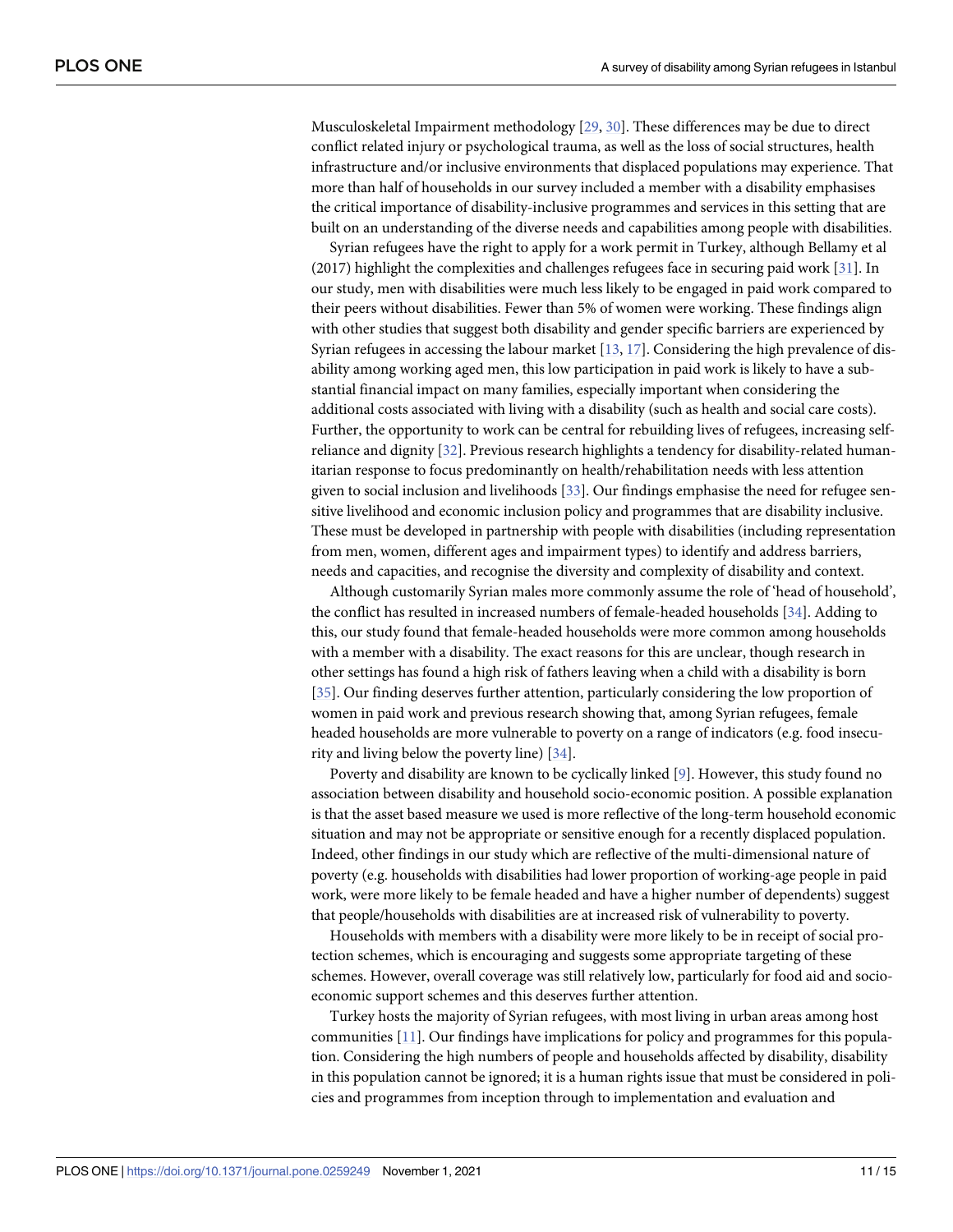Musculoskeletal Impairment methodology [29, 30]. These differences may be due to direct conflict related injury or psychological trauma, as well as the loss of social structures, health infrastructure and/or inclusive environments that displaced populations may experience. That more than half of households in our survey included a member with a disability emphasises the critical importance of disability-inclusive programmes and services in this setting that are built on an understanding of the diverse needs and capabilities among people with disabilities.

Syrian refugees have the right to apply for a work permit in Turkey, although Bellamy et al (2017) highlight the complexities and challenges refugees face in securing paid work [31]. In our study, men with disabilities were much less likely to be engaged in paid work compared to their peers without disabilities. Fewer than 5% of women were working. These findings align with other studies that suggest both disability and gender specific barriers are experienced by Syrian refugees in accessing the labour market [13, 17]. Considering the high prevalence of disability among working aged men, this low participation in paid work is likely to have a substantial financial impact on many families, especially important when considering the additional costs associated with living with a disability (such as health and social care costs). Further, the opportunity to work can be central for rebuilding lives of refugees, increasing self-reliance and dignity [32]. Previous research highlights a tendency for disability-related humanitarian response to focus predominantly on health/rehabilitation needs with less attention given to social inclusion and livelihoods [33]. Our findings emphasise the need for refugee sensitive livelihood and economic inclusion policy and programmes that are disability inclusive. These must be developed in partnership with people with disabilities (including representation from men, women, different ages and impairment types) to identify and address barriers, needs and capacities, and recognise the diversity and complexity of disability and context.

Although customarily Syrian males more commonly assume the role of 'head of household', the conflict has resulted in increased numbers of female-headed households [34]. Adding to this, our study found that female-headed households were more common among households with a member with a disability. The exact reasons for this are unclear, though research in other settings has found a high risk of fathers leaving when a child with a disability is born [35]. Our finding deserves further attention, particularly considering the low proportion of women in paid work and previous research showing that, among Syrian refugees, female headed households are more vulnerable to poverty on a range of indicators (e.g. food insecurity and living below the poverty line) [34].

Poverty and disability are known to be cyclically linked [9]. However, this study found no association between disability and household socio-economic position. A possible explanation is that the asset based measure we used is more reflective of the long-term household economic situation and may not be appropriate or sensitive enough for a recently displaced population. Indeed, other findings in our study which are reflective of the multi-dimensional nature of poverty (e.g. households with disabilities had lower proportion of working-age people in paid work, were more likely to be female headed and have a higher number of dependents) suggest that people/households with disabilities are at increased risk of vulnerability to poverty.

Households with members with a disability were more likely to be in receipt of social protection schemes, which is encouraging and suggests some appropriate targeting of these schemes. However, overall coverage was still relatively low, particularly for food aid and socio-economic support schemes and this deserves further attention.

Turkey hosts the majority of Syrian refugees, with most living in urban areas among host communities [11]. Our findings have implications for policy and programmes for this population. Considering the high numbers of people and households affected by disability, disability in this population cannot be ignored; it is a human rights issue that must be considered in policies and programmes from inception through to implementation and evaluation and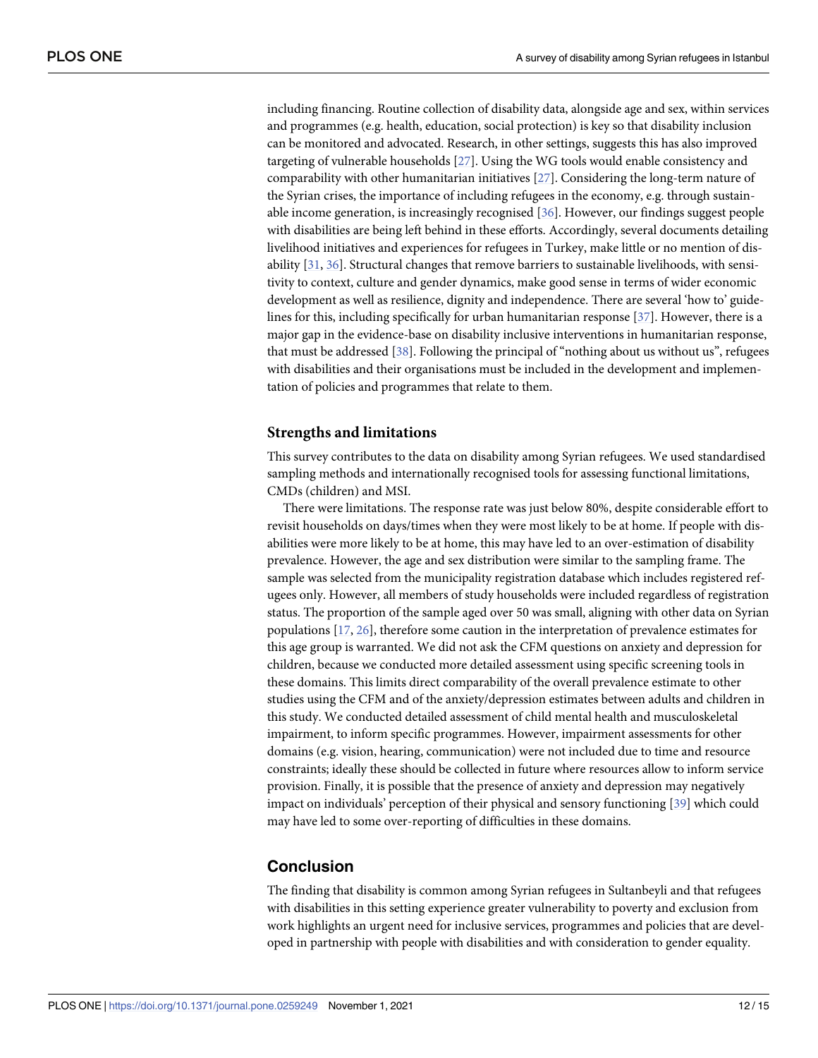including financing. Routine collection of disability data, alongside age and sex, within services and programmes (e.g. health, education, social protection) is key so that disability inclusion can be monitored and advocated. Research, in other settings, suggests this has also improved targeting of vulnerable households [27]. Using the WG tools would enable consistency and comparability with other humanitarian initiatives [27]. Considering the long-term nature of the Syrian crises, the importance of including refugees in the economy, e.g. through sustainable income generation, is increasingly recognised [36]. However, our findings suggest people with disabilities are being left behind in these efforts. Accordingly, several documents detailing livelihood initiatives and experiences for refugees in Turkey, make little or no mention of disability [31, 36]. Structural changes that remove barriers to sustainable livelihoods, with sensitivity to context, culture and gender dynamics, make good sense in terms of wider economic development as well as resilience, dignity and independence. There are several 'how to' guidelines for this, including specifically for urban humanitarian response [37]. However, there is a major gap in the evidence-base on disability inclusive interventions in humanitarian response, that must be addressed [38]. Following the principal of "nothing about us without us", refugees with disabilities and their organisations must be included in the development and implementation of policies and programmes that relate to them.

### Strengths and limitations

This survey contributes to the data on disability among Syrian refugees. We used standardised sampling methods and internationally recognised tools for assessing functional limitations, CMDs (children) and MSI.

There were limitations. The response rate was just below 80%, despite considerable effort to revisit households on days/times when they were most likely to be at home. If people with disabilities were more likely to be at home, this may have led to an over-estimation of disability prevalence. However, the age and sex distribution were similar to the sampling frame. The sample was selected from the municipality registration database which includes registered refugees only. However, all members of study households were included regardless of registration status. The proportion of the sample aged over 50 was small, aligning with other data on Syrian populations [17, 26], therefore some caution in the interpretation of prevalence estimates for this age group is warranted. We did not ask the CFM questions on anxiety and depression for children, because we conducted more detailed assessment using specific screening tools in these domains. This limits direct comparability of the overall prevalence estimate to other studies using the CFM and of the anxiety/depression estimates between adults and children in this study. We conducted detailed assessment of child mental health and musculoskeletal impairment, to inform specific programmes. However, impairment assessments for other domains (e.g. vision, hearing, communication) were not included due to time and resource constraints; ideally these should be collected in future where resources allow to inform service provision. Finally, it is possible that the presence of anxiety and depression may negatively impact on individuals' perception of their physical and sensory functioning [39] which could may have led to some over-reporting of difficulties in these domains.

## Conclusion

The finding that disability is common among Syrian refugees in Sultanbeyli and that refugees with disabilities in this setting experience greater vulnerability to poverty and exclusion from work highlights an urgent need for inclusive services, programmes and policies that are developed in partnership with people with disabilities and with consideration to gender equality.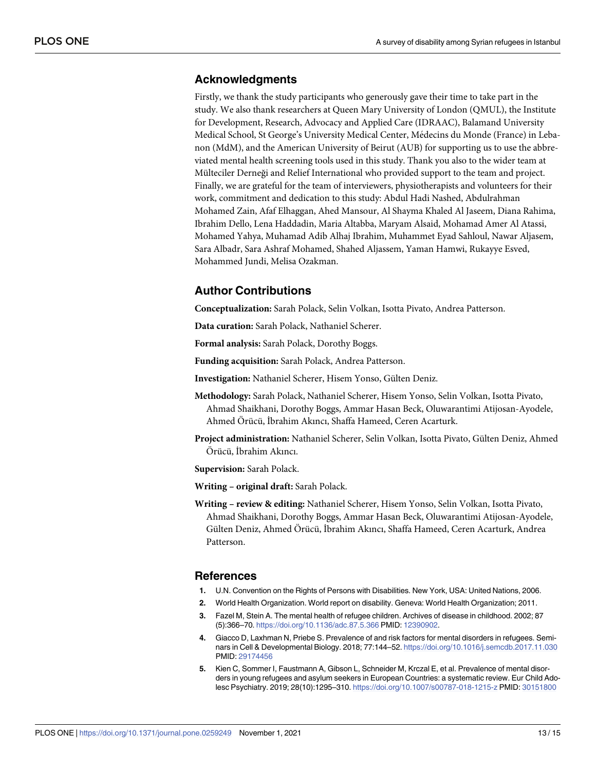## Acknowledgments

Firstly, we thank the study participants who generously gave their time to take part in the study. We also thank researchers at Queen Mary University of London (QMUL), the Institute for Development, Research, Advocacy and Applied Care (IDRAAC), Balamand University Medical School, St George's University Medical Center, Médecins du Monde (France) in Lebanon (MdM), and the American University of Beirut (AUB) for supporting us to use the abbreviated mental health screening tools used in this study. Thank you also to the wider team at Mülteciler Derneği and Relief International who provided support to the team and project. Finally, we are grateful for the team of interviewers, physiotherapists and volunteers for their work, commitment and dedication to this study: Abdul Hadi Nashed, Abdulrahman Mohamed Zain, Afaf Elhaggan, Ahed Mansour, Al Shayma Khaled Al Jaseem, Diana Rahima, Ibrahim Dello, Lena Haddadin, Maria Altabba, Maryam Alsaid, Mohamad Amer Al Atassi, Mohamed Yahya, Muhamad Adib Alhaj Ibrahim, Muhammet Eyad Sahloul, Nawar Aljasem, Sara Albadr, Sara Ashraf Mohamed, Shahed Aljassem, Yaman Hamwi, Rukayye Esved, Mohammed Jundi, Melisa Ozakman.

## Author Contributions

**Conceptualization:** Sarah Polack, Selin Volkan, Isotta Pivato, Andrea Patterson.

**Data curation:** Sarah Polack, Nathaniel Scherer.

**Formal analysis:** Sarah Polack, Dorothy Boggs.

**Funding acquisition:** Sarah Polack, Andrea Patterson.

**Investigation:** Nathaniel Scherer, Hisem Yonso, Gülten Deniz.

**Methodology:** Sarah Polack, Nathaniel Scherer, Hisem Yonso, Selin Volkan, Isotta Pivato, Ahmad Shaikhani, Dorothy Boggs, Ammar Hasan Beck, Oluwarantimi Atijosan-Ayodele, Ahmed Örücü, İbrahim Akıncı, Shaffa Hameed, Ceren Acarturk.

**Project administration:** Nathaniel Scherer, Selin Volkan, Isotta Pivato, Gülten Deniz, Ahmed Örücü, İbrahim Akıncı.

**Supervision:** Sarah Polack.

**Writing – original draft:** Sarah Polack.

**Writing – review & editing:** Nathaniel Scherer, Hisem Yonso, Selin Volkan, Isotta Pivato, Ahmad Shaikhani, Dorothy Boggs, Ammar Hasan Beck, Oluwarantimi Atijosan-Ayodele, Gülten Deniz, Ahmed Örücü, İbrahim Akıncı, Shaffa Hameed, Ceren Acarturk, Andrea Patterson.

## References

1. U.N. Convention on the Rights of Persons with Disabilities. New York, USA: United Nations, 2006.
2. World Health Organization. World report on disability. Geneva: World Health Organization; 2011.
3. Fazel M, Stein A. The mental health of refugee children. Archives of disease in childhood. 2002; 87 (5):366–70. https://doi.org/10.1136/adc.87.5.366 PMID: 12390902.
4. Giacco D, Laxhman N, Priebe S. Prevalence of and risk factors for mental disorders in refugees. Seminars in Cell & Developmental Biology. 2018; 77:144–52. https://doi.org/10.1016/j.semcdb.2017.11.030 PMID: 29174456
5. Kien C, Sommer I, Faustmann A, Gibson L, Schneider M, Krczal E, et al. Prevalence of mental disorders in young refugees and asylum seekers in European Countries: a systematic review. Eur Child Adolesc Psychiatry. 2019; 28(10):1295–310. https://doi.org/10.1007/s00787-018-1215-z PMID: 30151800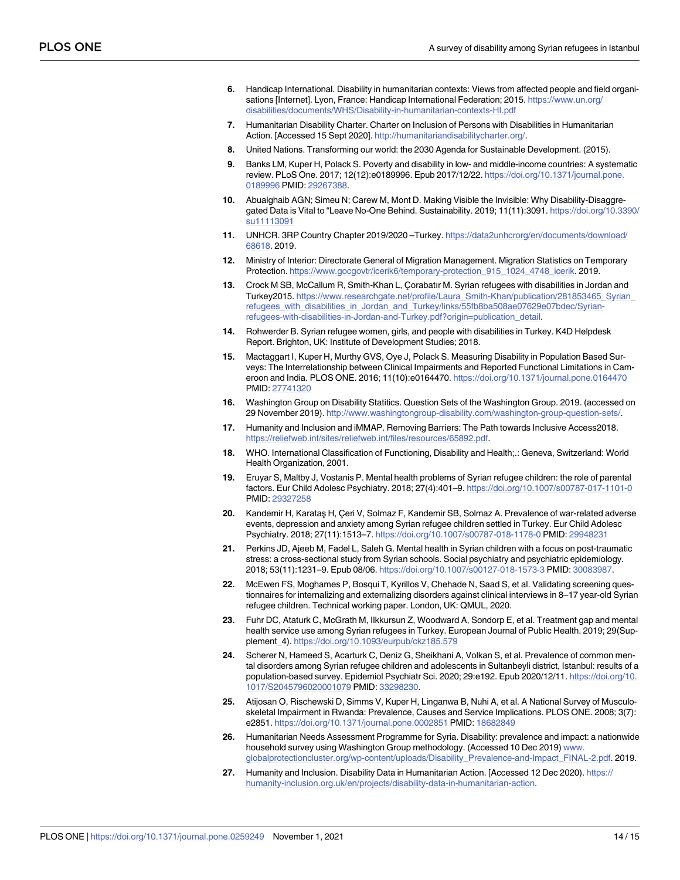6. Handicap International. Disability in humanitarian contexts: Views from affected people and field organisations [Internet]. Lyon, France: Handicap International Federation; 2015. https://www.un.org/disabilities/documents/WHS/Disability-in-humanitarian-contexts-HI.pdf
7. Humanitarian Disability Charter. Charter on Inclusion of Persons with Disabilities in Humanitarian Action. [Accessed 15 Sept 2020]. http://humanitariandisabilitycharter.org/.
8. United Nations. Transforming our world: the 2030 Agenda for Sustainable Development. (2015).
9. Banks LM, Kuper H, Polack S. Poverty and disability in low- and middle-income countries: A systematic review. PLoS One. 2017; 12(12):e0189996. Epub 2017/12/22. https://doi.org/10.1371/journal.pone.0189996 PMID: 29267388.
10. Abualghaib AGN; Simeu N; Carew M, Mont D. Making Visible the Invisible: Why Disability-Disaggregated Data is Vital to "Leave No-One Behind. Sustainability. 2019; 11(11):3091. https://doi.org/10.3390/su11113091
11. UNHCR. 3RP Country Chapter 2019/2020 –Turkey. https://data2unhcrorg/en/documents/download/68618. 2019.
12. Ministry of Interior: Directorate General of Migration Management. Migration Statistics on Temporary Protection. https://www.gocgovtr/icerik6/temporary-protection_915_1024_4748_icerik. 2019.
13. Crock M SB, McCallum R, Smith-Khan L, Çorabatır M. Syrian refugees with disabilities in Jordan and Turkey2015. https://www.researchgate.net/profile/Laura_Smith-Khan/publication/281853465_Syrian_refugees_with_disabilities_in_Jordan_and_Turkey/links/55fb8ba508ae07629e07bdec/Syrian-refugees-with-disabilities-in-Jordan-and-Turkey.pdf?origin=publication_detail.
14. Rohwerder B. Syrian refugee women, girls, and people with disabilities in Turkey. K4D Helpdesk Report. Brighton, UK: Institute of Development Studies; 2018.
15. Mactaggart I, Kuper H, Murthy GVS, Oye J, Polack S. Measuring Disability in Population Based Surveys: The Interrelationship between Clinical Impairments and Reported Functional Limitations in Cameroon and India. PLOS ONE. 2016; 11(10):e0164470. https://doi.org/10.1371/journal.pone.0164470 PMID: 27741320
16. Washington Group on Disability Statitics. Question Sets of the Washington Group. 2019. (accessed on 29 November 2019). http://www.washingtongroup-disability.com/washington-group-question-sets/.
17. Humanity and Inclusion and iMMAP. Removing Barriers: The Path towards Inclusive Access2018. https://reliefweb.int/sites/reliefweb.int/files/resources/65892.pdf.
18. WHO. International Classification of Functioning, Disability and Health;.: Geneva, Switzerland: World Health Organization, 2001.
19. Eruyar S, Maltby J, Vostanis P. Mental health problems of Syrian refugee children: the role of parental factors. Eur Child Adolesc Psychiatry. 2018; 27(4):401–9. https://doi.org/10.1007/s00787-017-1101-0 PMID: 29327258
20. Kandemir H, Karataş H, Çeri V, Solmaz F, Kandemir SB, Solmaz A. Prevalence of war-related adverse events, depression and anxiety among Syrian refugee children settled in Turkey. Eur Child Adolesc Psychiatry. 2018; 27(11):1513–7. https://doi.org/10.1007/s00787-018-1178-0 PMID: 29948231
21. Perkins JD, Ajeeb M, Fadel L, Saleh G. Mental health in Syrian children with a focus on post-traumatic stress: a cross-sectional study from Syrian schools. Social psychiatry and psychiatric epidemiology. 2018; 53(11):1231–9. Epub 08/06. https://doi.org/10.1007/s00127-018-1573-3 PMID: 30083987.
22. McEwen FS, Moghames P, Bosqui T, Kyrillos V, Chehade N, Saad S, et al. Validating screening questionnaires for internalizing and externalizing disorders against clinical interviews in 8–17 year-old Syrian refugee children. Technical working paper. London, UK: QMUL, 2020.
23. Fuhr DC, Ataturk C, McGrath M, Ilkkursun Z, Woodward A, Sondorp E, et al. Treatment gap and mental health service use among Syrian refugees in Turkey. European Journal of Public Health. 2019; 29(Supplement_4). https://doi.org/10.1093/eurpub/ckz185.579
24. Scherer N, Hameed S, Acarturk C, Deniz G, Sheikhani A, Volkan S, et al. Prevalence of common mental disorders among Syrian refugee children and adolescents in Sultanbeyli district, Istanbul: results of a population-based survey. Epidemiol Psychiatr Sci. 2020; 29:e192. Epub 2020/12/11. https://doi.org/10.1017/S2045796020001079 PMID: 33298230.
25. Atijosan O, Rischewski D, Simms V, Kuper H, Linganwa B, Nuhi A, et al. A National Survey of Musculoskeletal Impairment in Rwanda: Prevalence, Causes and Service Implications. PLOS ONE. 2008; 3(7):e2851. https://doi.org/10.1371/journal.pone.0002851 PMID: 18682849
26. Humanitarian Needs Assessment Programme for Syria. Disability: prevalence and impact: a nationwide household survey using Washington Group methodology. (Accessed 10 Dec 2019) www.globalprotectioncluster.org/wp-content/uploads/Disability_Prevalence-and-Impact_FINAL-2.pdf. 2019.
27. Humanity and Inclusion. Disability Data in Humanitarian Action. [Accessed 12 Dec 2020). https://humanity-inclusion.org.uk/en/projects/disability-data-in-humanitarian-action.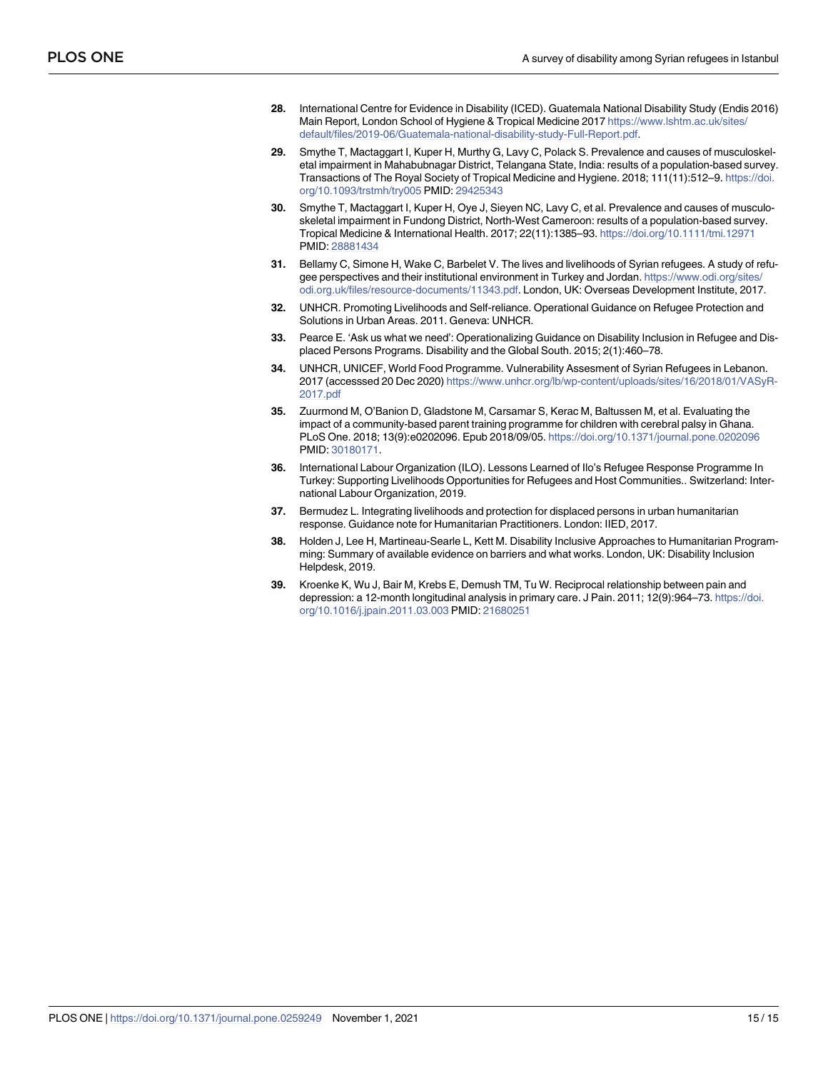28. International Centre for Evidence in Disability (ICED). Guatemala National Disability Study (Endis 2016) Main Report, London School of Hygiene & Tropical Medicine 2017 https://www.lshtm.ac.uk/sites/default/files/2019-06/Guatemala-national-disability-study-Full-Report.pdf.

29. Smythe T, Mactaggart I, Kuper H, Murthy G, Lavy C, Polack S. Prevalence and causes of musculoskeletal impairment in Mahabubnagar District, Telangana State, India: results of a population-based survey. Transactions of The Royal Society of Tropical Medicine and Hygiene. 2018; 111(11):512–9. https://doi.org/10.1093/trstmh/try005 PMID: 29425343

30. Smythe T, Mactaggart I, Kuper H, Oye J, Sieyen NC, Lavy C, et al. Prevalence and causes of musculoskeletal impairment in Fundong District, North-West Cameroon: results of a population-based survey. Tropical Medicine & International Health. 2017; 22(11):1385–93. https://doi.org/10.1111/tmi.12971 PMID: 28881434

31. Bellamy C, Simone H, Wake C, Barbelet V. The lives and livelihoods of Syrian refugees. A study of refugee perspectives and their institutional environment in Turkey and Jordan. https://www.odi.org/sites/odi.org.uk/files/resource-documents/11343.pdf. London, UK: Overseas Development Institute, 2017.

32. UNHCR. Promoting Livelihoods and Self-reliance. Operational Guidance on Refugee Protection and Solutions in Urban Areas. 2011. Geneva: UNHCR.

33. Pearce E. 'Ask us what we need': Operationalizing Guidance on Disability Inclusion in Refugee and Displaced Persons Programs. Disability and the Global South. 2015; 2(1):460–78.

34. UNHCR, UNICEF, World Food Programme. Vulnerability Assesment of Syrian Refugees in Lebanon. 2017 (accesssed 20 Dec 2020) https://www.unhcr.org/lb/wp-content/uploads/sites/16/2018/01/VASyR-2017.pdf

35. Zuurmond M, O'Banion D, Gladstone M, Carsamar S, Kerac M, Baltussen M, et al. Evaluating the impact of a community-based parent training programme for children with cerebral palsy in Ghana. PLoS One. 2018; 13(9):e0202096. Epub 2018/09/05. https://doi.org/10.1371/journal.pone.0202096 PMID: 30180171.

36. International Labour Organization (ILO). Lessons Learned of Ilo's Refugee Response Programme In Turkey: Supporting Livelihoods Opportunities for Refugees and Host Communities.. Switzerland: International Labour Organization, 2019.

37. Bermudez L. Integrating livelihoods and protection for displaced persons in urban humanitarian response. Guidance note for Humanitarian Practitioners. London: IIED, 2017.

38. Holden J, Lee H, Martineau-Searle L, Kett M. Disability Inclusive Approaches to Humanitarian Programming: Summary of available evidence on barriers and what works. London, UK: Disability Inclusion Helpdesk, 2019.

39. Kroenke K, Wu J, Bair M, Krebs E, Demush TM, Tu W. Reciprocal relationship between pain and depression: a 12-month longitudinal analysis in primary care. J Pain. 2011; 12(9):964–73. https://doi.org/10.1016/j.jpain.2011.03.003 PMID: 21680251